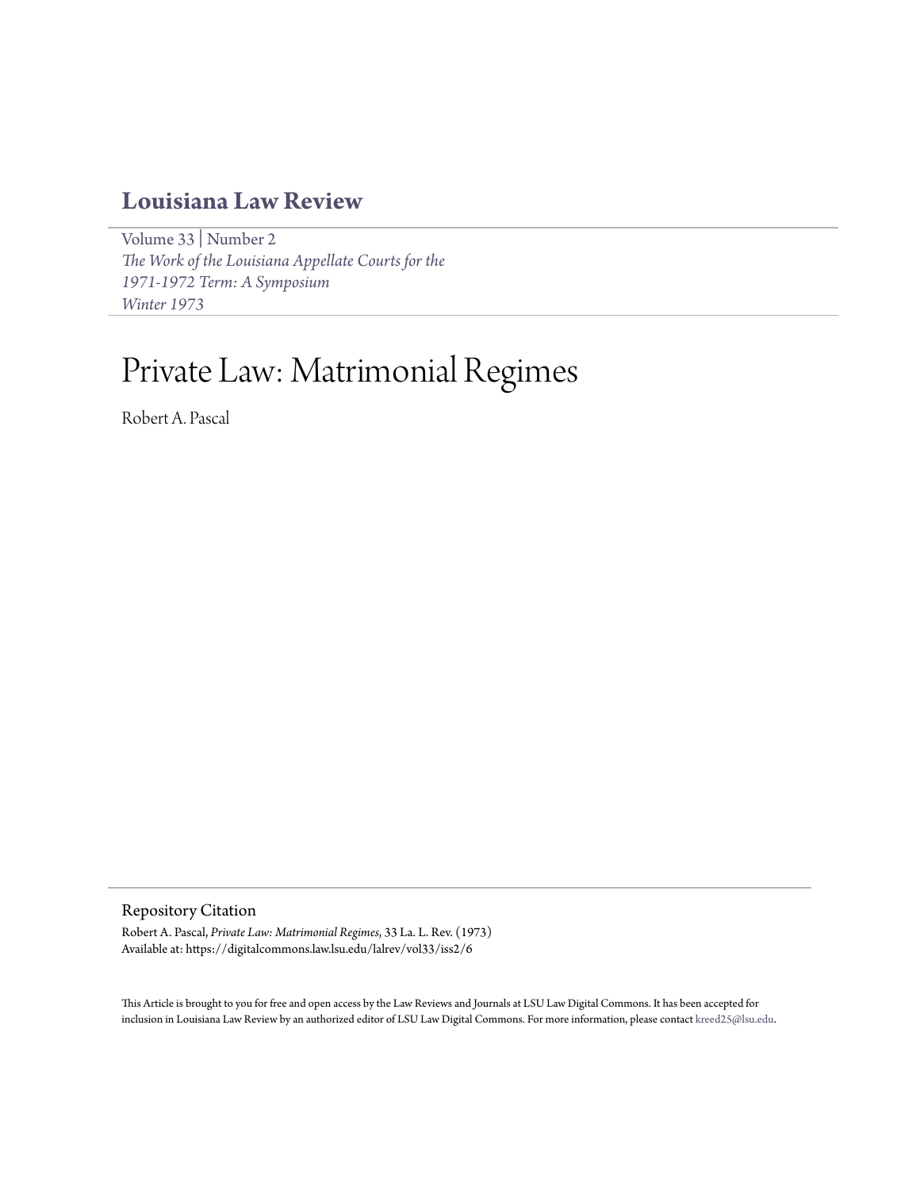# Louisiana Law Review

Volume 33 | Number 2
*The Work of the Louisiana Appellate Courts for the 1971-1972 Term: A Symposium*
*Winter 1973*

# Private Law: Matrimonial Regimes

Robert A. Pascal

## Repository Citation

Robert A. Pascal, *Private Law: Matrimonial Regimes*, 33 La. L. Rev. (1973)
Available at: https://digitalcommons.law.lsu.edu/lalrev/vol33/iss2/6

This Article is brought to you for free and open access by the Law Reviews and Journals at LSU Law Digital Commons. It has been accepted for inclusion in Louisiana Law Review by an authorized editor of LSU Law Digital Commons. For more information, please contact kreed25@lsu.edu.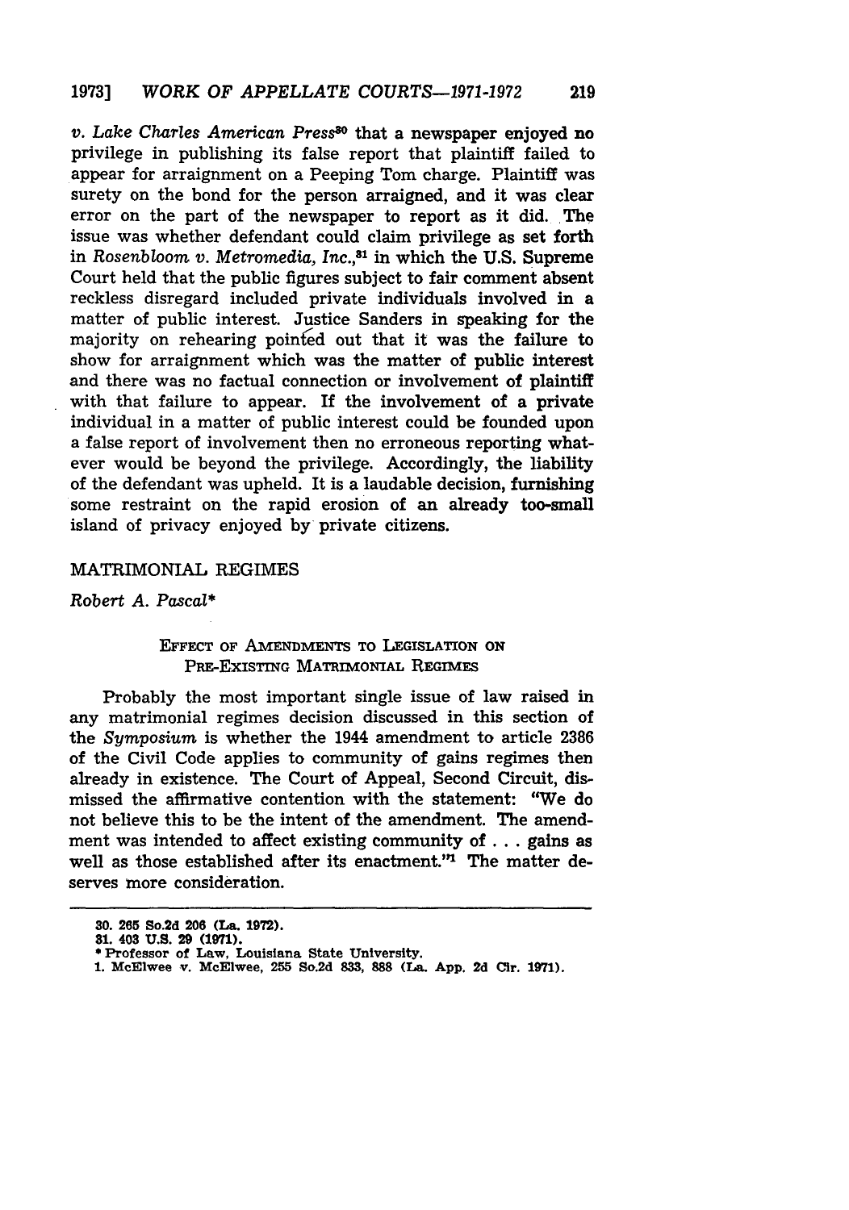*v. Lake Charles American Press*[30] that a newspaper enjoyed no privilege in publishing its false report that plaintiff failed to appear for arraignment on a Peeping Tom charge. Plaintiff was surety on the bond for the person arraigned, and it was clear error on the part of the newspaper to report as it did. The issue was whether defendant could claim privilege as set forth in *Rosenbloom v. Metromedia, Inc.*,[31] in which the U.S. Supreme Court held that the public figures subject to fair comment absent reckless disregard included private individuals involved in a matter of public interest. Justice Sanders in speaking for the majority on rehearing pointed out that it was the failure to show for arraignment which was the matter of public interest and there was no factual connection or involvement of plaintiff with that failure to appear. If the involvement of a private individual in a matter of public interest could be founded upon a false report of involvement then no erroneous reporting whatever would be beyond the privilege. Accordingly, the liability of the defendant was upheld. It is a laudable decision, furnishing some restraint on the rapid erosion of an already too-small island of privacy enjoyed by private citizens.

## MATRIMONIAL REGIMES

*Robert A. Pascal**

### EFFECT OF AMENDMENTS TO LEGISLATION ON PRE-EXISTING MATRIMONIAL REGIMES

Probably the most important single issue of law raised in any matrimonial regimes decision discussed in this section of the *Symposium* is whether the 1944 amendment to article 2386 of the Civil Code applies to community of gains regimes then already in existence. The Court of Appeal, Second Circuit, dismissed the affirmative contention with the statement: "We do not believe this to be the intent of the amendment. The amendment was intended to affect existing community of . . . gains as well as those established after its enactment."[1] The matter deserves more consideration.

---

30. 265 So.2d 206 (La. 1972).

31. 403 U.S. 29 (1971).

* Professor of Law, Louisiana State University.

1. McElwee v. McElwee, 255 So.2d 833, 888 (La. App. 2d Cir. 1971).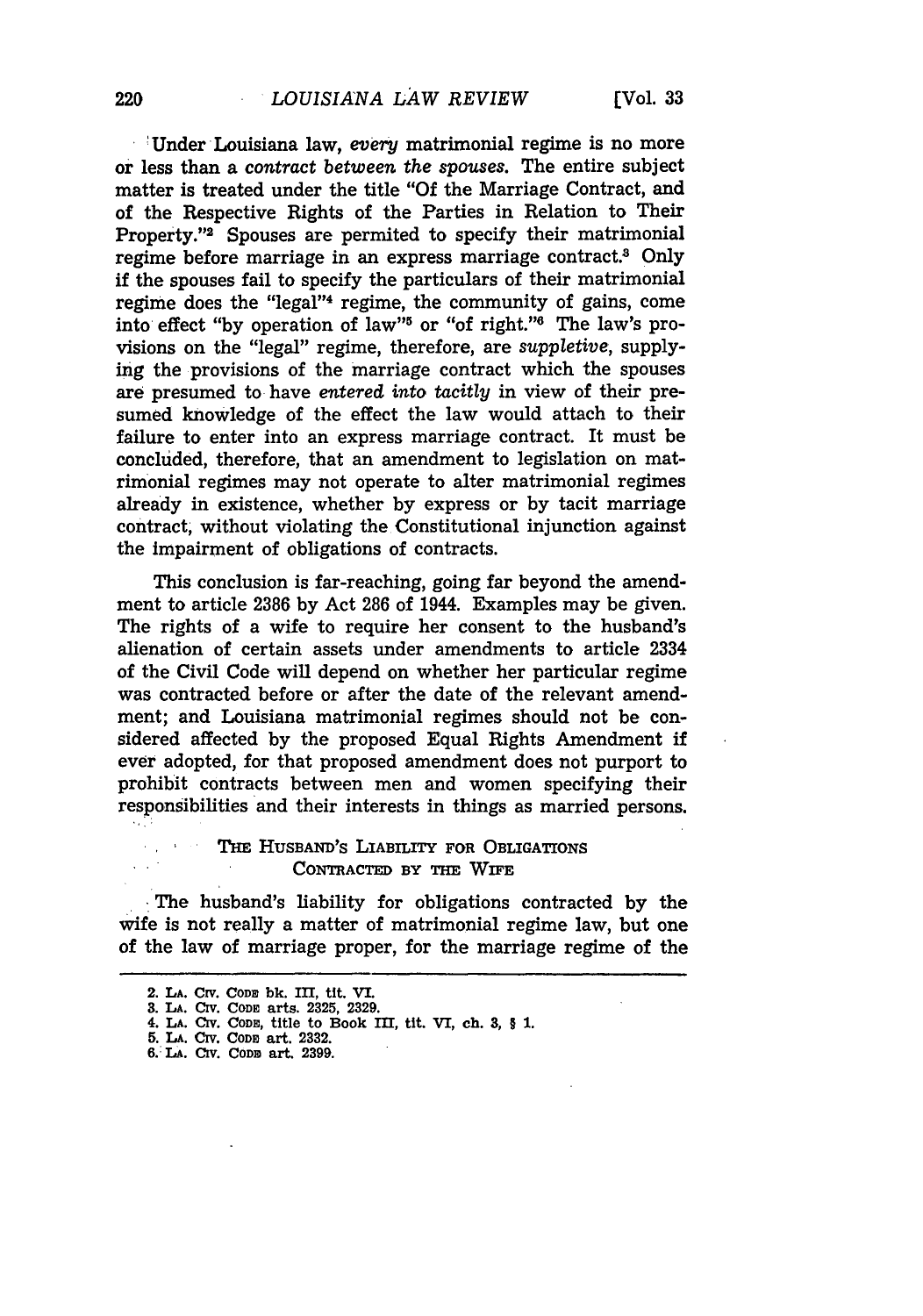Under Louisiana law, *every* matrimonial regime is no more or less than a *contract between the spouses.* The entire subject matter is treated under the title "Of the Marriage Contract, and of the Respective Rights of the Parties in Relation to Their Property."[2] Spouses are permited to specify their matrimonial regime before marriage in an express marriage contract.[3] Only if the spouses fail to specify the particulars of their matrimonial regime does the "legal"[4] regime, the community of gains, come into effect "by operation of law"[5] or "of right."[6] The law's provisions on the "legal" regime, therefore, are *suppletive,* supplying the provisions of the marriage contract which the spouses are presumed to have *entered into tacitly* in view of their presumed knowledge of the effect the law would attach to their failure to enter into an express marriage contract. It must be concluded, therefore, that an amendment to legislation on matrimonial regimes may not operate to alter matrimonial regimes already in existence, whether by express or by tacit marriage contract, without violating the Constitutional injunction against the impairment of obligations of contracts.

This conclusion is far-reaching, going far beyond the amendment to article 2386 by Act 286 of 1944. Examples may be given. The rights of a wife to require her consent to the husband's alienation of certain assets under amendments to article 2334 of the Civil Code will depend on whether her particular regime was contracted before or after the date of the relevant amendment; and Louisiana matrimonial regimes should not be considered affected by the proposed Equal Rights Amendment if ever adopted, for that proposed amendment does not purport to prohibit contracts between men and women specifying their responsibilities and their interests in things as married persons.

## THE HUSBAND'S LIABILITY FOR OBLIGATIONS CONTRACTED BY THE WIFE

The husband's liability for obligations contracted by the wife is not really a matter of matrimonial regime law, but one of the law of marriage proper, for the marriage regime of the

2. LA. CIV. CODE bk. III, tit. VI.
3. LA. CIV. CODE arts. 2325, 2329.
4. LA. CIV. CODE, title to Book III, tit. VI, ch. 3, § 1.
5. LA. CIV. CODE art. 2332.
6. LA. CIV. CODE art. 2399.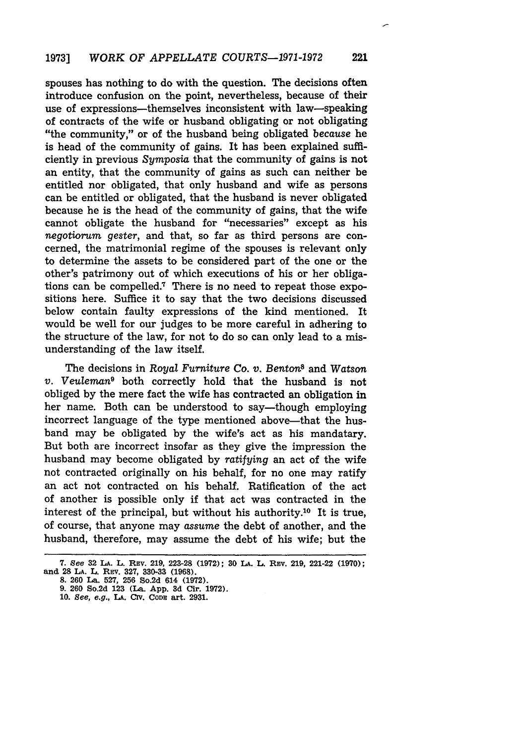spouses has nothing to do with the question. The decisions often introduce confusion on the point, nevertheless, because of their use of expressions—themselves inconsistent with law—speaking of contracts of the wife or husband obligating or not obligating "the community," or of the husband being obligated *because* he is head of the community of gains. It has been explained sufficiently in previous *Symposia* that the community of gains is not an entity, that the community of gains as such can neither be entitled nor obligated, that only husband and wife as persons can be entitled or obligated, that the husband is never obligated because he is the head of the community of gains, that the wife cannot obligate the husband for "necessaries" except as his *negotiorum gester*, and that, so far as third persons are concerned, the matrimonial regime of the spouses is relevant only to determine the assets to be considered part of the one or the other's patrimony out of which executions of his or her obligations can be compelled.[7] There is no need to repeat those expositions here. Suffice it to say that the two decisions discussed below contain faulty expressions of the kind mentioned. It would be well for our judges to be more careful in adhering to the structure of the law, for not to do so can only lead to a misunderstanding of the law itself.

The decisions in *Royal Furniture Co. v. Benton*[8] and *Watson v. Veuleman*[9] both correctly hold that the husband is not obliged by the mere fact the wife has contracted an obligation in her name. Both can be understood to say—though employing incorrect language of the type mentioned above—that the husband may be obligated by the wife's act as his mandatary. But both are incorrect insofar as they give the impression the husband may become obligated by *ratifying* an act of the wife not contracted originally on his behalf, for no one may ratify an act not contracted on his behalf. Ratification of the act of another is possible only if that act was contracted in the interest of the principal, but without his authority.[10] It is true, of course, that anyone may *assume* the debt of another, and the husband, therefore, may assume the debt of his wife; but the

---

7. *See* 32 LA. L. REV. 219, 223-28 (1972); 30 LA. L. REV. 219, 221-22 (1970); and 28 LA. L. REV. 327, 330-33 (1968).

8. 260 La. 527, 256 So.2d 614 (1972).

9. 260 So.2d 123 (La. App. 3d Cir. 1972).

10. *See, e.g.*, LA. CIV. CODE art. 2931.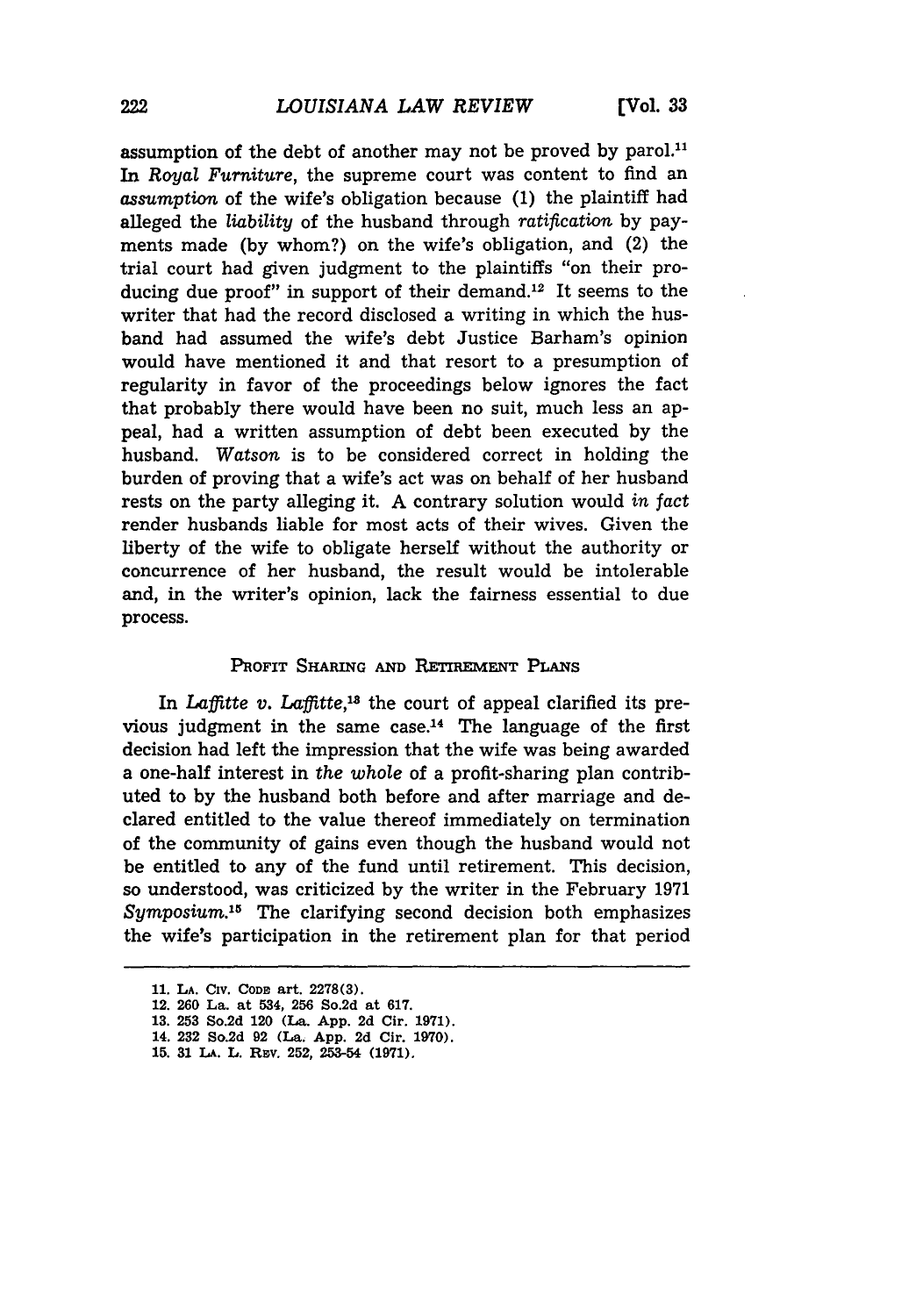assumption of the debt of another may not be proved by parol.[11] In *Royal Furniture*, the supreme court was content to find an *assumption* of the wife's obligation because (1) the plaintiff had alleged the *liability* of the husband through *ratification* by payments made (by whom?) on the wife's obligation, and (2) the trial court had given judgment to the plaintiffs "on their producing due proof" in support of their demand.[12] It seems to the writer that had the record disclosed a writing in which the husband had assumed the wife's debt Justice Barham's opinion would have mentioned it and that resort to a presumption of regularity in favor of the proceedings below ignores the fact that probably there would have been no suit, much less an appeal, had a written assumption of debt been executed by the husband. *Watson* is to be considered correct in holding the burden of proving that a wife's act was on behalf of her husband rests on the party alleging it. A contrary solution would *in fact* render husbands liable for most acts of their wives. Given the liberty of the wife to obligate herself without the authority or concurrence of her husband, the result would be intolerable and, in the writer's opinion, lack the fairness essential to due process.

## PROFIT SHARING AND RETIREMENT PLANS

In *Laffitte v. Laffitte*,[13] the court of appeal clarified its previous judgment in the same case.[14] The language of the first decision had left the impression that the wife was being awarded a one-half interest in *the whole* of a profit-sharing plan contributed to by the husband both before and after marriage and declared entitled to the value thereof immediately on termination of the community of gains even though the husband would not be entitled to any of the fund until retirement. This decision, so understood, was criticized by the writer in the February 1971 *Symposium*.[15] The clarifying second decision both emphasizes the wife's participation in the retirement plan for that period

---

11. LA. CIV. CODE art. 2278(3).
12. 260 La. at 534, 256 So.2d at 617.
13. 253 So.2d 120 (La. App. 2d Cir. 1971).
14. 232 So.2d 92 (La. App. 2d Cir. 1970).
15. 31 LA. L. REV. 252, 253-54 (1971).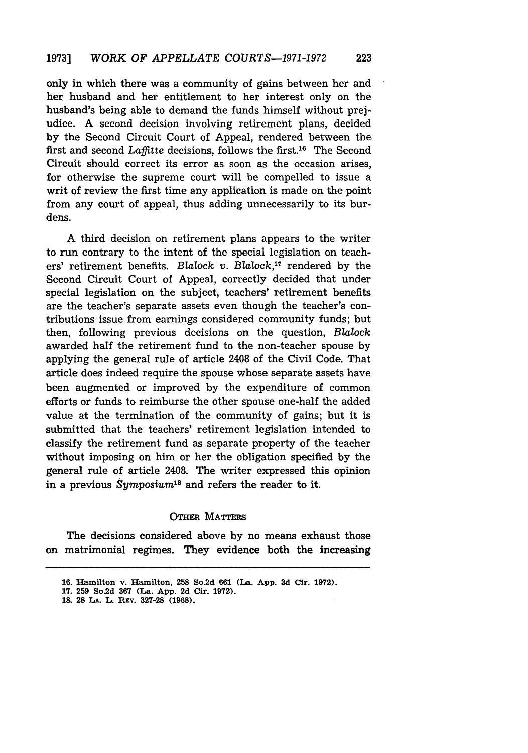only in which there was a community of gains between her and her husband and her entitlement to her interest only on the husband's being able to demand the funds himself without prejudice. A second decision involving retirement plans, decided by the Second Circuit Court of Appeal, rendered between the first and second *Laffitte* decisions, follows the first.[16] The Second Circuit should correct its error as soon as the occasion arises, for otherwise the supreme court will be compelled to issue a writ of review the first time any application is made on the point from any court of appeal, thus adding unnecessarily to its burdens.

A third decision on retirement plans appears to the writer to run contrary to the intent of the special legislation on teachers' retirement benefits. *Blalock v. Blalock*,[17] rendered by the Second Circuit Court of Appeal, correctly decided that under special legislation on the subject, teachers' retirement benefits are the teacher's separate assets even though the teacher's contributions issue from earnings considered community funds; but then, following previous decisions on the question, *Blalock* awarded half the retirement fund to the non-teacher spouse by applying the general rule of article 2408 of the Civil Code. That article does indeed require the spouse whose separate assets have been augmented or improved by the expenditure of common efforts or funds to reimburse the other spouse one-half the added value at the termination of the community of gains; but it is submitted that the teachers' retirement legislation intended to classify the retirement fund as separate property of the teacher without imposing on him or her the obligation specified by the general rule of article 2408. The writer expressed this opinion in a previous *Symposium*[18] and refers the reader to it.

## OTHER MATTERS

The decisions considered above by no means exhaust those on matrimonial regimes. They evidence both the increasing

---

16. Hamilton v. Hamilton, 258 So.2d 661 (La. App. 3d Cir. 1972).
17. 259 So.2d 367 (La. App. 2d Cir. 1972).
18. 28 LA. L. REV. 327-28 (1968).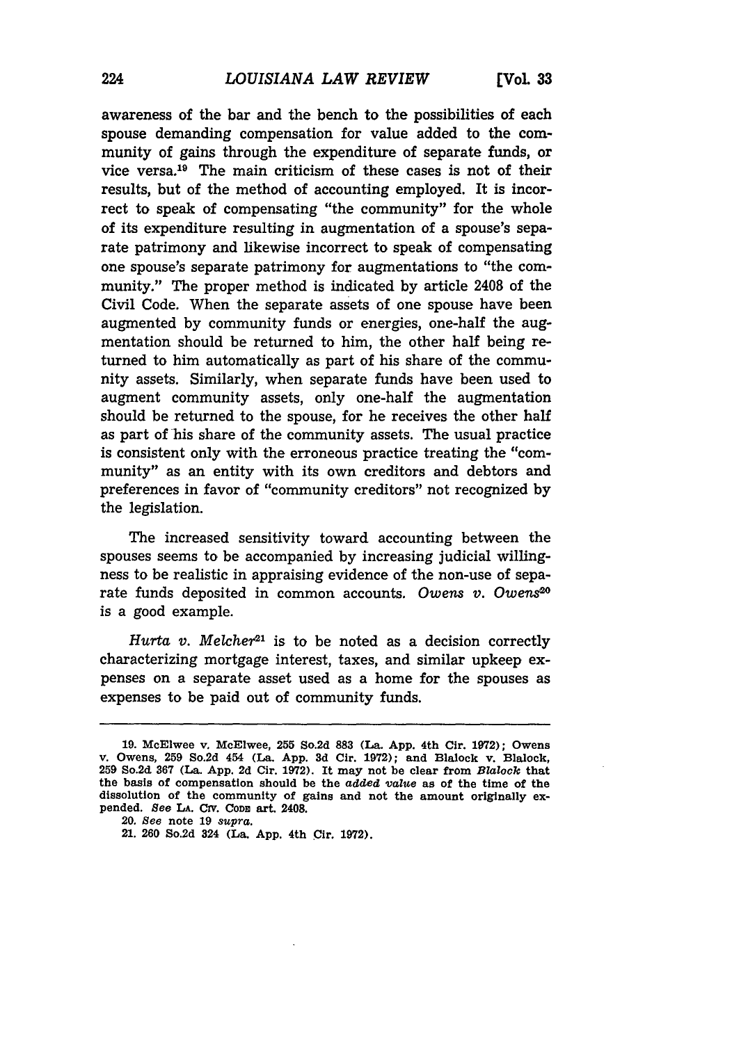awareness of the bar and the bench to the possibilities of each spouse demanding compensation for value added to the community of gains through the expenditure of separate funds, or vice versa.[19] The main criticism of these cases is not of their results, but of the method of accounting employed. It is incorrect to speak of compensating "the community" for the whole of its expenditure resulting in augmentation of a spouse's separate patrimony and likewise incorrect to speak of compensating one spouse's separate patrimony for augmentations to "the community." The proper method is indicated by article 2408 of the Civil Code. When the separate assets of one spouse have been augmented by community funds or energies, one-half the augmentation should be returned to him, the other half being returned to him automatically as part of his share of the community assets. Similarly, when separate funds have been used to augment community assets, only one-half the augmentation should be returned to the spouse, for he receives the other half as part of his share of the community assets. The usual practice is consistent only with the erroneous practice treating the "community" as an entity with its own creditors and debtors and preferences in favor of "community creditors" not recognized by the legislation.

The increased sensitivity toward accounting between the spouses seems to be accompanied by increasing judicial willingness to be realistic in appraising evidence of the non-use of separate funds deposited in common accounts. *Owens v. Owens*[20] is a good example.

*Hurta v. Melcher*[21] is to be noted as a decision correctly characterizing mortgage interest, taxes, and similar upkeep expenses on a separate asset used as a home for the spouses as expenses to be paid out of community funds.

---

19. McElwee v. McElwee, 255 So.2d 883 (La. App. 4th Cir. 1972); Owens v. Owens, 259 So.2d 454 (La. App. 3d Cir. 1972); and Blalock v. Blalock, 259 So.2d 367 (La. App. 2d Cir. 1972). It may not be clear from *Blalock* that the basis of compensation should be the *added value* as of the time of the dissolution of the community of gains and not the amount originally expended. *See* LA. CIV. CODE art. 2408.

20. *See* note 19 *supra*.

21. 260 So.2d 324 (La. App. 4th Cir. 1972).